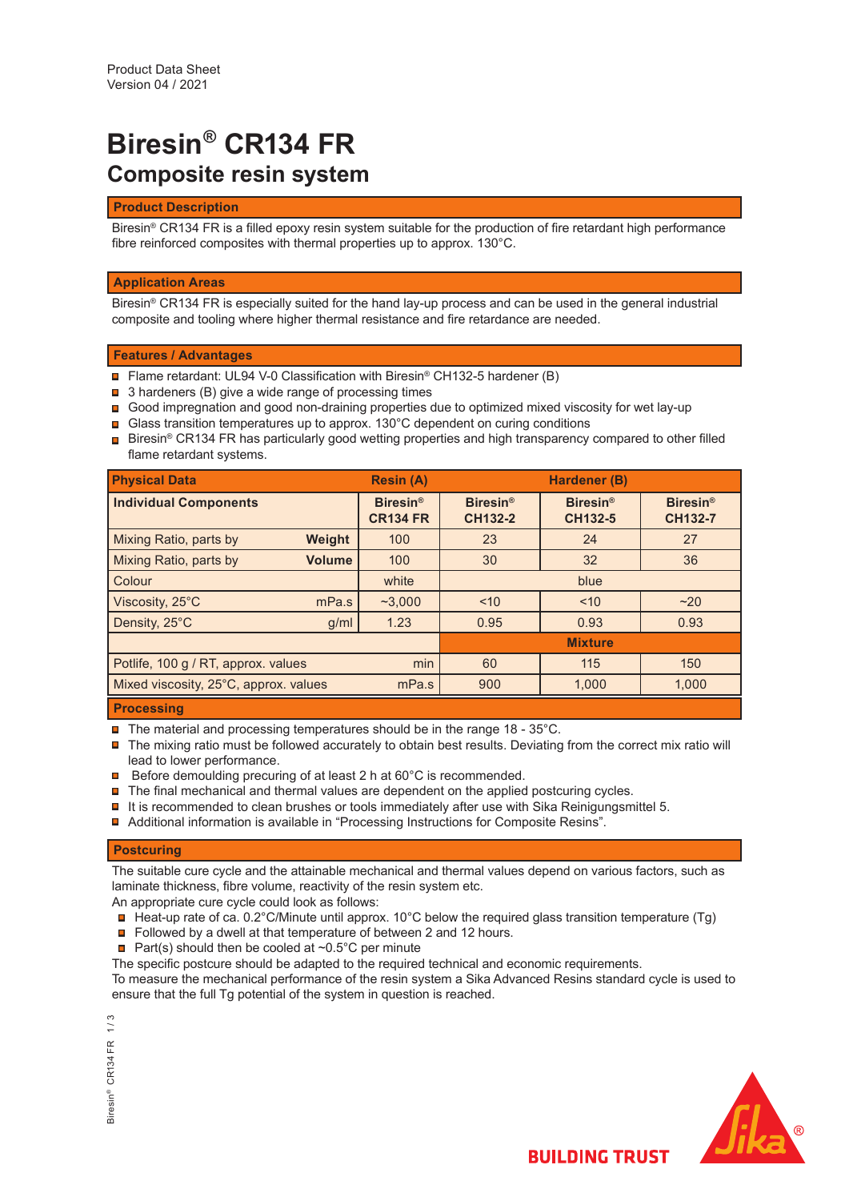Product Data Sheet
Version 04 / 2021

# Biresin® CR134 FR

## Composite resin system

### Product Description

Biresin® CR134 FR is a filled epoxy resin system suitable for the production of fire retardant high performance fibre reinforced composites with thermal properties up to approx. 130°C.

### Application Areas

Biresin® CR134 FR is especially suited for the hand lay-up process and can be used in the general industrial composite and tooling where higher thermal resistance and fire retardance are needed.

### Features / Advantages

- Flame retardant: UL94 V-0 Classification with Biresin® CH132-5 hardener (B)
- 3 hardeners (B) give a wide range of processing times
- Good impregnation and good non-draining properties due to optimized mixed viscosity for wet lay-up
- Glass transition temperatures up to approx. 130°C dependent on curing conditions
- Biresin® CR134 FR has particularly good wetting properties and high transparency compared to other filled flame retardant systems.

| Physical Data | | Resin (A) | Hardener (B) | | |
|---|---|---|---|---|---|
| **Individual Components** | | **Biresin® CR134 FR** | **Biresin® CH132-2** | **Biresin® CH132-5** | **Biresin® CH132-7** |
| Mixing Ratio, parts by | **Weight** | 100 | 23 | 24 | 27 |
| Mixing Ratio, parts by | **Volume** | 100 | 30 | 32 | 36 |
| Colour | | white | blue | | |
| Viscosity, 25°C | mPa.s | ~3,000 | <10 | <10 | ~20 |
| Density, 25°C | g/ml | 1.23 | 0.95 | 0.93 | 0.93 |
| | | | **Mixture** | | |
| Potlife, 100 g / RT, approx. values | min | | 60 | 115 | 150 |
| Mixed viscosity, 25°C, approx. values | mPa.s | | 900 | 1,000 | 1,000 |

### Processing

- The material and processing temperatures should be in the range 18 - 35°C.
- The mixing ratio must be followed accurately to obtain best results. Deviating from the correct mix ratio will lead to lower performance.
- Before demoulding precuring of at least 2 h at 60°C is recommended.
- The final mechanical and thermal values are dependent on the applied postcuring cycles.
- It is recommended to clean brushes or tools immediately after use with Sika Reinigungsmittel 5.
- Additional information is available in "Processing Instructions for Composite Resins".

### Postcuring

The suitable cure cycle and the attainable mechanical and thermal values depend on various factors, such as laminate thickness, fibre volume, reactivity of the resin system etc.
An appropriate cure cycle could look as follows:

- Heat-up rate of ca. 0.2°C/Minute until approx. 10°C below the required glass transition temperature (Tg)
- Followed by a dwell at that temperature of between 2 and 12 hours.
- Part(s) should then be cooled at ~0.5°C per minute

The specific postcure should be adapted to the required technical and economic requirements.
To measure the mechanical performance of the resin system a Sika Advanced Resins standard cycle is used to ensure that the full Tg potential of the system in question is reached.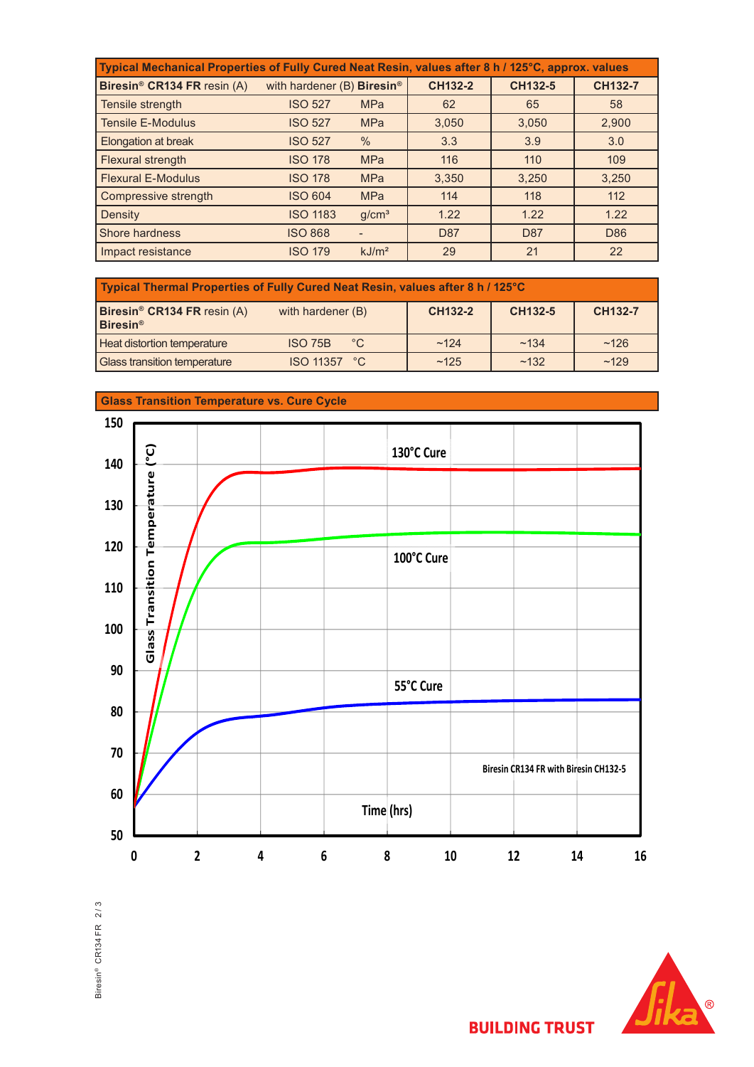| Typical Mechanical Properties of Fully Cured Neat Resin, values after 8 h / 125°C, approx. values | | | | | |
|---|---|---|---|---|---|
| **Biresin® CR134 FR** resin (A) | with hardener (B) **Biresin®** | | **CH132-2** | **CH132-5** | **CH132-7** |
| Tensile strength | ISO 527 | MPa | 62 | 65 | 58 |
| Tensile E-Modulus | ISO 527 | MPa | 3,050 | 3,050 | 2,900 |
| Elongation at break | ISO 527 | % | 3.3 | 3.9 | 3.0 |
| Flexural strength | ISO 178 | MPa | 116 | 110 | 109 |
| Flexural E-Modulus | ISO 178 | MPa | 3,350 | 3,250 | 3,250 |
| Compressive strength | ISO 604 | MPa | 114 | 118 | 112 |
| Density | ISO 1183 | g/cm³ | 1.22 | 1.22 | 1.22 |
| Shore hardness | ISO 868 | - | D87 | D87 | D86 |
| Impact resistance | ISO 179 | kJ/m² | 29 | 21 | 22 |

| Typical Thermal Properties of Fully Cured Neat Resin, values after 8 h / 125°C | | | | | |
|---|---|---|---|---|---|
| **Biresin® CR134 FR** resin (A) | with hardener (B) **Biresin®** | | **CH132-2** | **CH132-5** | **CH132-7** |
| Heat distortion temperature | ISO 75B | °C | ~124 | ~134 | ~126 |
| Glass transition temperature | ISO 11357 | °C | ~125 | ~132 | ~129 |

**Glass Transition Temperature vs. Cure Cycle**

Glass Transition Temperature (°C) vs. Time (hrs) — curves: 130°C Cure, 100°C Cure, 55°C Cure

Biresin CR134 FR with Biresin CH132-5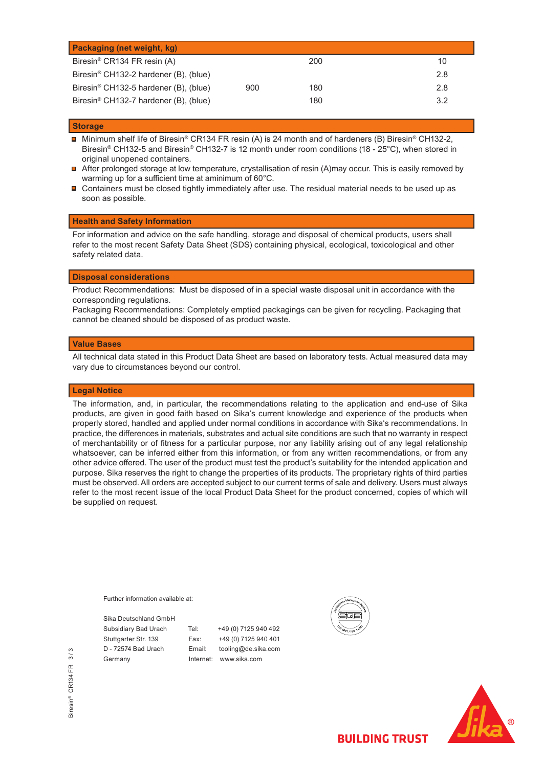| Packaging (net weight, kg) | | | |
|---|---|---|---|
| Biresin® CR134 FR resin (A) | | 200 | 10 |
| Biresin® CH132-2 hardener (B), (blue) | | | 2.8 |
| Biresin® CH132-5 hardener (B), (blue) | 900 | 180 | 2.8 |
| Biresin® CH132-7 hardener (B), (blue) | | 180 | 3.2 |

## Storage

- Minimum shelf life of Biresin® CR134 FR resin (A) is 24 month and of hardeners (B) Biresin® CH132-2, Biresin® CH132-5 and Biresin® CH132-7 is 12 month under room conditions (18 - 25°C), when stored in original unopened containers.
- After prolonged storage at low temperature, crystallisation of resin (A)may occur. This is easily removed by warming up for a sufficient time at aminimum of 60°C.
- Containers must be closed tightly immediately after use. The residual material needs to be used up as soon as possible.

## Health and Safety Information

For information and advice on the safe handling, storage and disposal of chemical products, users shall refer to the most recent Safety Data Sheet (SDS) containing physical, ecological, toxicological and other safety related data.

## Disposal considerations

Product Recommendations: Must be disposed of in a special waste disposal unit in accordance with the corresponding regulations.
Packaging Recommendations: Completely emptied packagings can be given for recycling. Packaging that cannot be cleaned should be disposed of as product waste.

## Value Bases

All technical data stated in this Product Data Sheet are based on laboratory tests. Actual measured data may vary due to circumstances beyond our control.

## Legal Notice

The information, and, in particular, the recommendations relating to the application and end-use of Sika products, are given in good faith based on Sika's current knowledge and experience of the products when properly stored, handled and applied under normal conditions in accordance with Sika's recommendations. In practice, the differences in materials, substrates and actual site conditions are such that no warranty in respect of merchantability or of fitness for a particular purpose, nor any liability arising out of any legal relationship whatsoever, can be inferred either from this information, or from any written recommendations, or from any other advice offered. The user of the product must test the product's suitability for the intended application and purpose. Sika reserves the right to change the properties of its products. The proprietary rights of third parties must be observed. All orders are accepted subject to our current terms of sale and delivery. Users must always refer to the most recent issue of the local Product Data Sheet for the product concerned, copies of which will be supplied on request.

Further information available at:

Sika Deutschland GmbH
Subsidiary Bad Urach
Stuttgarter Str. 139
D - 72574 Bad Urach
Germany

Tel: +49 (0) 7125 940 492
Fax: +49 (0) 7125 940 401
Email: tooling@de.sika.com
Internet: www.sika.com

BUILDING TRUST